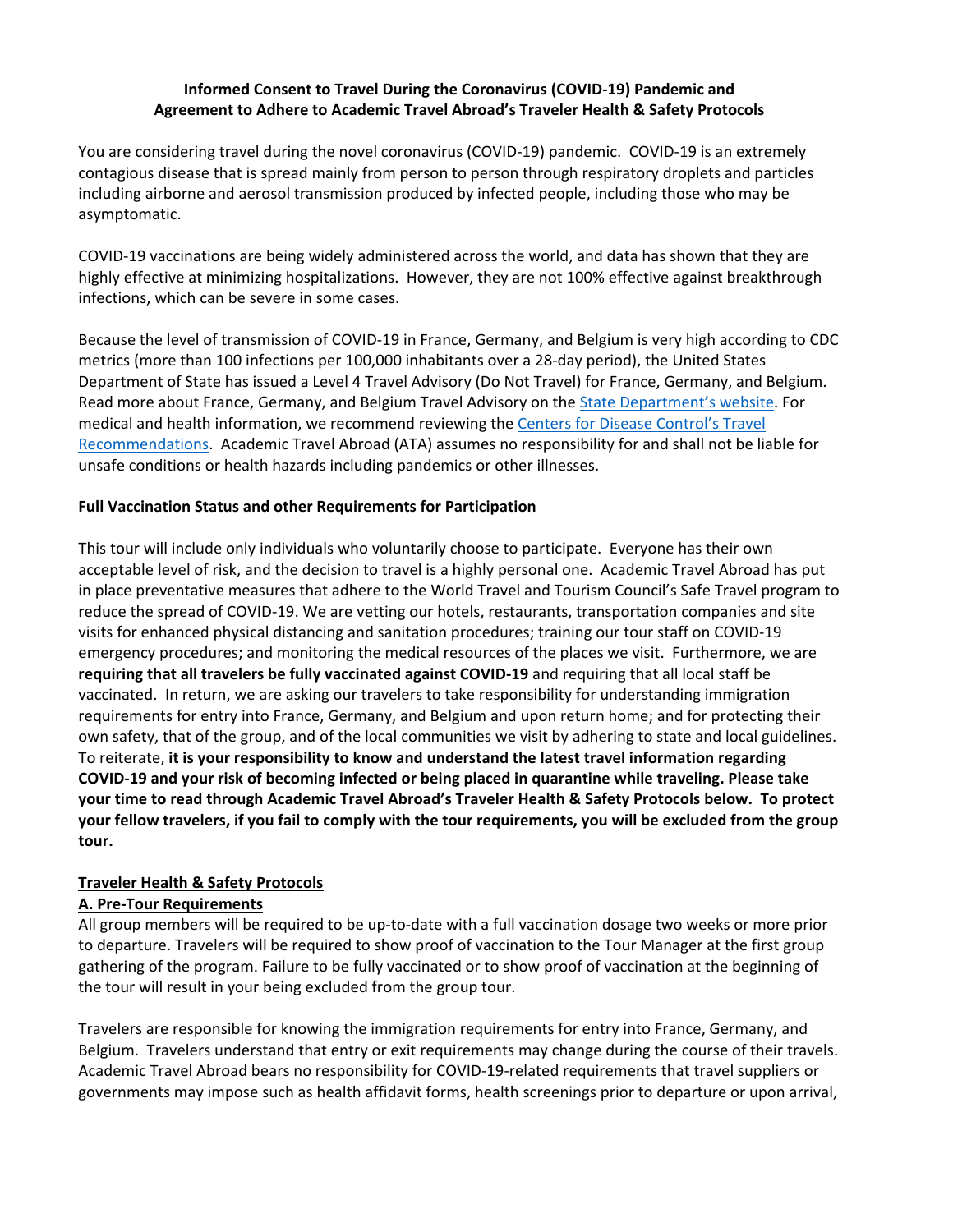**Informed Consent to Travel During the Coronavirus (COVID-19) Pandemic and Agreement to Adhere to Academic Travel Abroad's Traveler Health & Safety Protocols**

You are considering travel during the novel coronavirus (COVID-19) pandemic. COVID-19 is an extremely contagious disease that is spread mainly from person to person through respiratory droplets and particles including airborne and aerosol transmission produced by infected people, including those who may be asymptomatic.

COVID-19 vaccinations are being widely administered across the world, and data has shown that they are highly effective at minimizing hospitalizations. However, they are not 100% effective against breakthrough infections, which can be severe in some cases.

Because the level of transmission of COVID-19 in France, Germany, and Belgium is very high according to CDC metrics (more than 100 infections per 100,000 inhabitants over a 28-day period), the United States Department of State has issued a Level 4 Travel Advisory (Do Not Travel) for France, Germany, and Belgium. Read more about France, Germany, and Belgium Travel Advisory on the State Department's website. For medical and health information, we recommend reviewing the Centers for Disease Control's Travel Recommendations. Academic Travel Abroad (ATA) assumes no responsibility for and shall not be liable for unsafe conditions or health hazards including pandemics or other illnesses.

**Full Vaccination Status and other Requirements for Participation**

This tour will include only individuals who voluntarily choose to participate. Everyone has their own acceptable level of risk, and the decision to travel is a highly personal one. Academic Travel Abroad has put in place preventative measures that adhere to the World Travel and Tourism Council's Safe Travel program to reduce the spread of COVID-19. We are vetting our hotels, restaurants, transportation companies and site visits for enhanced physical distancing and sanitation procedures; training our tour staff on COVID-19 emergency procedures; and monitoring the medical resources of the places we visit. Furthermore, we are **requiring that all travelers be fully vaccinated against COVID-19** and requiring that all local staff be vaccinated. In return, we are asking our travelers to take responsibility for understanding immigration requirements for entry into France, Germany, and Belgium and upon return home; and for protecting their own safety, that of the group, and of the local communities we visit by adhering to state and local guidelines. To reiterate, **it is your responsibility to know and understand the latest travel information regarding COVID-19 and your risk of becoming infected or being placed in quarantine while traveling. Please take your time to read through Academic Travel Abroad's Traveler Health & Safety Protocols below. To protect your fellow travelers, if you fail to comply with the tour requirements, you will be excluded from the group tour.**

**Traveler Health & Safety Protocols**

**A. Pre-Tour Requirements**

All group members will be required to be up-to-date with a full vaccination dosage two weeks or more prior to departure. Travelers will be required to show proof of vaccination to the Tour Manager at the first group gathering of the program. Failure to be fully vaccinated or to show proof of vaccination at the beginning of the tour will result in your being excluded from the group tour.

Travelers are responsible for knowing the immigration requirements for entry into France, Germany, and Belgium. Travelers understand that entry or exit requirements may change during the course of their travels. Academic Travel Abroad bears no responsibility for COVID-19-related requirements that travel suppliers or governments may impose such as health affidavit forms, health screenings prior to departure or upon arrival,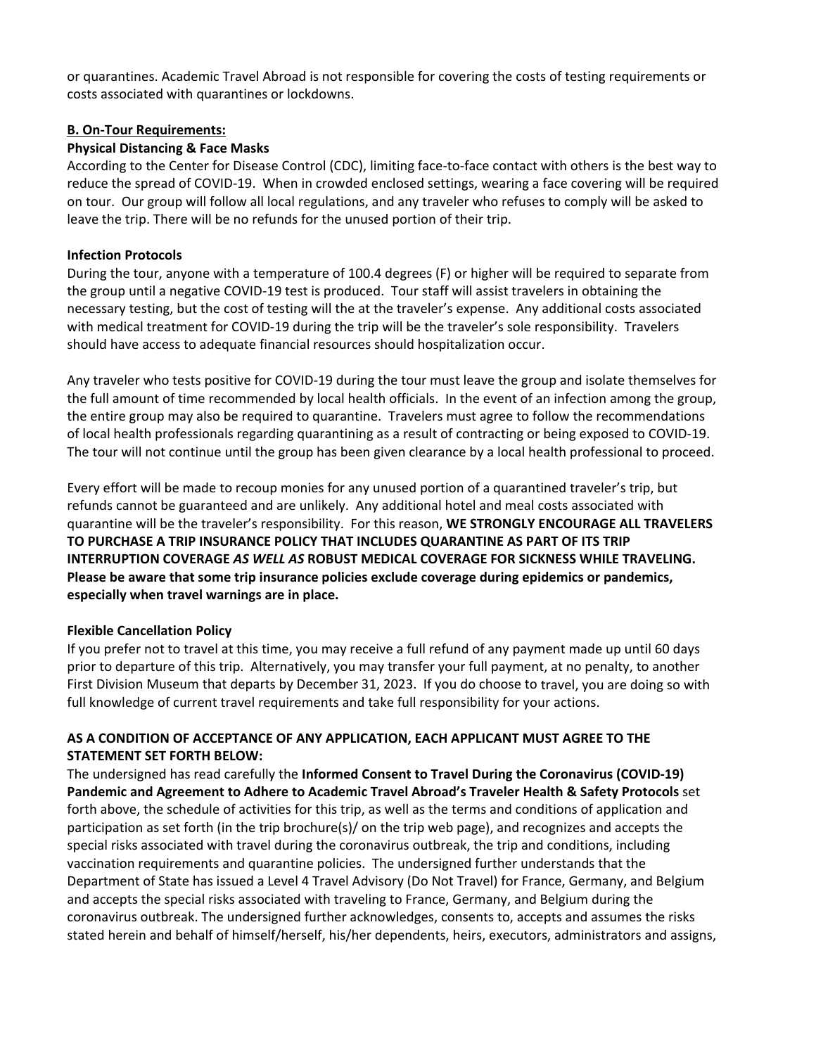or quarantines. Academic Travel Abroad is not responsible for covering the costs of testing requirements or costs associated with quarantines or lockdowns.

**B. On-Tour Requirements:**

**Physical Distancing & Face Masks**

According to the Center for Disease Control (CDC), limiting face-to-face contact with others is the best way to reduce the spread of COVID-19. When in crowded enclosed settings, wearing a face covering will be required on tour. Our group will follow all local regulations, and any traveler who refuses to comply will be asked to leave the trip. There will be no refunds for the unused portion of their trip.

**Infection Protocols**

During the tour, anyone with a temperature of 100.4 degrees (F) or higher will be required to separate from the group until a negative COVID-19 test is produced. Tour staff will assist travelers in obtaining the necessary testing, but the cost of testing will the at the traveler's expense. Any additional costs associated with medical treatment for COVID-19 during the trip will be the traveler's sole responsibility. Travelers should have access to adequate financial resources should hospitalization occur.

Any traveler who tests positive for COVID-19 during the tour must leave the group and isolate themselves for the full amount of time recommended by local health officials. In the event of an infection among the group, the entire group may also be required to quarantine. Travelers must agree to follow the recommendations of local health professionals regarding quarantining as a result of contracting or being exposed to COVID-19. The tour will not continue until the group has been given clearance by a local health professional to proceed.

Every effort will be made to recoup monies for any unused portion of a quarantined traveler's trip, but refunds cannot be guaranteed and are unlikely. Any additional hotel and meal costs associated with quarantine will be the traveler's responsibility. For this reason, **WE STRONGLY ENCOURAGE ALL TRAVELERS TO PURCHASE A TRIP INSURANCE POLICY THAT INCLUDES QUARANTINE AS PART OF ITS TRIP INTERRUPTION COVERAGE *AS WELL AS* ROBUST MEDICAL COVERAGE FOR SICKNESS WHILE TRAVELING. Please be aware that some trip insurance policies exclude coverage during epidemics or pandemics, especially when travel warnings are in place.**

**Flexible Cancellation Policy**

If you prefer not to travel at this time, you may receive a full refund of any payment made up until 60 days prior to departure of this trip. Alternatively, you may transfer your full payment, at no penalty, to another First Division Museum that departs by December 31, 2023. If you do choose to travel, you are doing so with full knowledge of current travel requirements and take full responsibility for your actions.

**AS A CONDITION OF ACCEPTANCE OF ANY APPLICATION, EACH APPLICANT MUST AGREE TO THE STATEMENT SET FORTH BELOW:**

The undersigned has read carefully the **Informed Consent to Travel During the Coronavirus (COVID-19) Pandemic and Agreement to Adhere to Academic Travel Abroad's Traveler Health & Safety Protocols** set forth above, the schedule of activities for this trip, as well as the terms and conditions of application and participation as set forth (in the trip brochure(s)/ on the trip web page), and recognizes and accepts the special risks associated with travel during the coronavirus outbreak, the trip and conditions, including vaccination requirements and quarantine policies. The undersigned further understands that the Department of State has issued a Level 4 Travel Advisory (Do Not Travel) for France, Germany, and Belgium and accepts the special risks associated with traveling to France, Germany, and Belgium during the coronavirus outbreak. The undersigned further acknowledges, consents to, accepts and assumes the risks stated herein and behalf of himself/herself, his/her dependents, heirs, executors, administrators and assigns,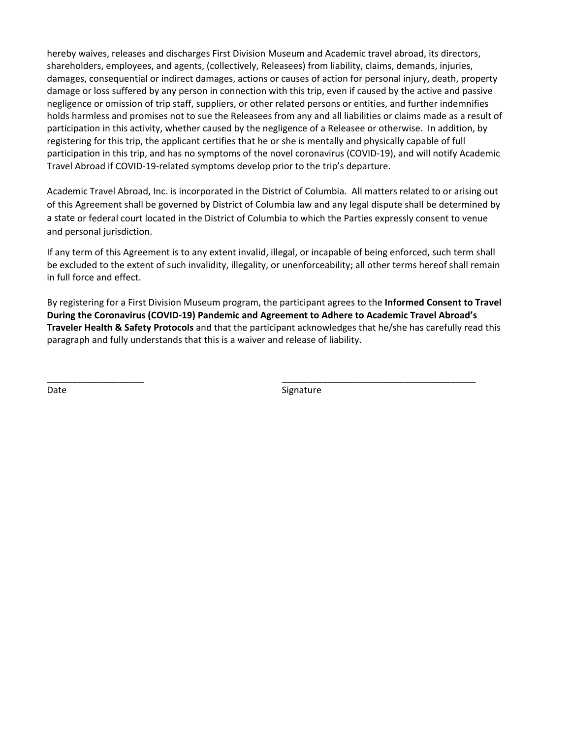hereby waives, releases and discharges First Division Museum and Academic travel abroad, its directors, shareholders, employees, and agents, (collectively, Releasees) from liability, claims, demands, injuries, damages, consequential or indirect damages, actions or causes of action for personal injury, death, property damage or loss suffered by any person in connection with this trip, even if caused by the active and passive negligence or omission of trip staff, suppliers, or other related persons or entities, and further indemnifies holds harmless and promises not to sue the Releasees from any and all liabilities or claims made as a result of participation in this activity, whether caused by the negligence of a Releasee or otherwise. In addition, by registering for this trip, the applicant certifies that he or she is mentally and physically capable of full participation in this trip, and has no symptoms of the novel coronavirus (COVID-19), and will notify Academic Travel Abroad if COVID-19-related symptoms develop prior to the trip's departure.

Academic Travel Abroad, Inc. is incorporated in the District of Columbia. All matters related to or arising out of this Agreement shall be governed by District of Columbia law and any legal dispute shall be determined by a state or federal court located in the District of Columbia to which the Parties expressly consent to venue and personal jurisdiction.

If any term of this Agreement is to any extent invalid, illegal, or incapable of being enforced, such term shall be excluded to the extent of such invalidity, illegality, or unenforceability; all other terms hereof shall remain in full force and effect.

By registering for a First Division Museum program, the participant agrees to the **Informed Consent to Travel During the Coronavirus (COVID-19) Pandemic and Agreement to Adhere to Academic Travel Abroad's Traveler Health & Safety Protocols** and that the participant acknowledges that he/she has carefully read this paragraph and fully understands that this is a waiver and release of liability.

___________________ ________________________________________

Date Signature